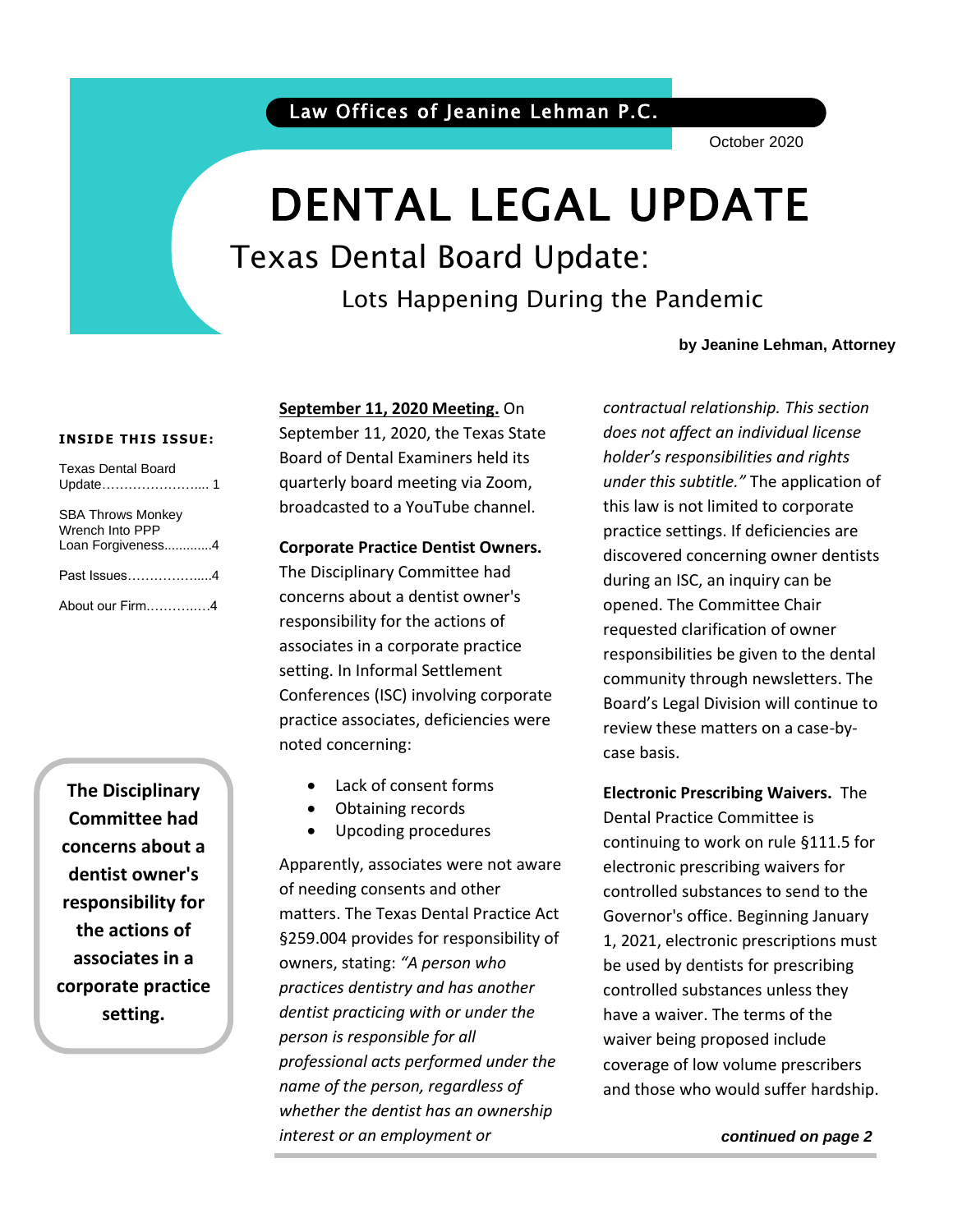Law Offices of Jeanine Lehman P.C.

October 2020

# DENTAL LEGAL UPDATE

## Texas Dental Board Update:

### Lots Happening During the Pandemic

**by Jeanine Lehman, Attorney**

**INSIDE THIS ISSUE:**

| | |
|---|---|
| Texas Dental Board Update | 1 |
| SBA Throws Monkey Wrench Into PPP Loan Forgiveness | 4 |
| Past Issues | 4 |
| About our Firm | 4 |

**The Disciplinary Committee had concerns about a dentist owner's responsibility for the actions of associates in a corporate practice setting.**

**September 11, 2020 Meeting.** On September 11, 2020, the Texas State Board of Dental Examiners held its quarterly board meeting via Zoom, broadcasted to a YouTube channel.

**Corporate Practice Dentist Owners.** The Disciplinary Committee had concerns about a dentist owner's responsibility for the actions of associates in a corporate practice setting. In Informal Settlement Conferences (ISC) involving corporate practice associates, deficiencies were noted concerning:

- Lack of consent forms
- Obtaining records
- Upcoding procedures

Apparently, associates were not aware of needing consents and other matters. The Texas Dental Practice Act §259.004 provides for responsibility of owners, stating: *"A person who practices dentistry and has another dentist practicing with or under the person is responsible for all professional acts performed under the name of the person, regardless of whether the dentist has an ownership interest or an employment or contractual relationship. This section does not affect an individual license holder's responsibilities and rights under this subtitle."* The application of this law is not limited to corporate practice settings. If deficiencies are discovered concerning owner dentists during an ISC, an inquiry can be opened. The Committee Chair requested clarification of owner responsibilities be given to the dental community through newsletters. The Board's Legal Division will continue to review these matters on a case-by-case basis.

**Electronic Prescribing Waivers.** The Dental Practice Committee is continuing to work on rule §111.5 for electronic prescribing waivers for controlled substances to send to the Governor's office. Beginning January 1, 2021, electronic prescriptions must be used by dentists for prescribing controlled substances unless they have a waiver. The terms of the waiver being proposed include coverage of low volume prescribers and those who would suffer hardship.

***continued on page 2***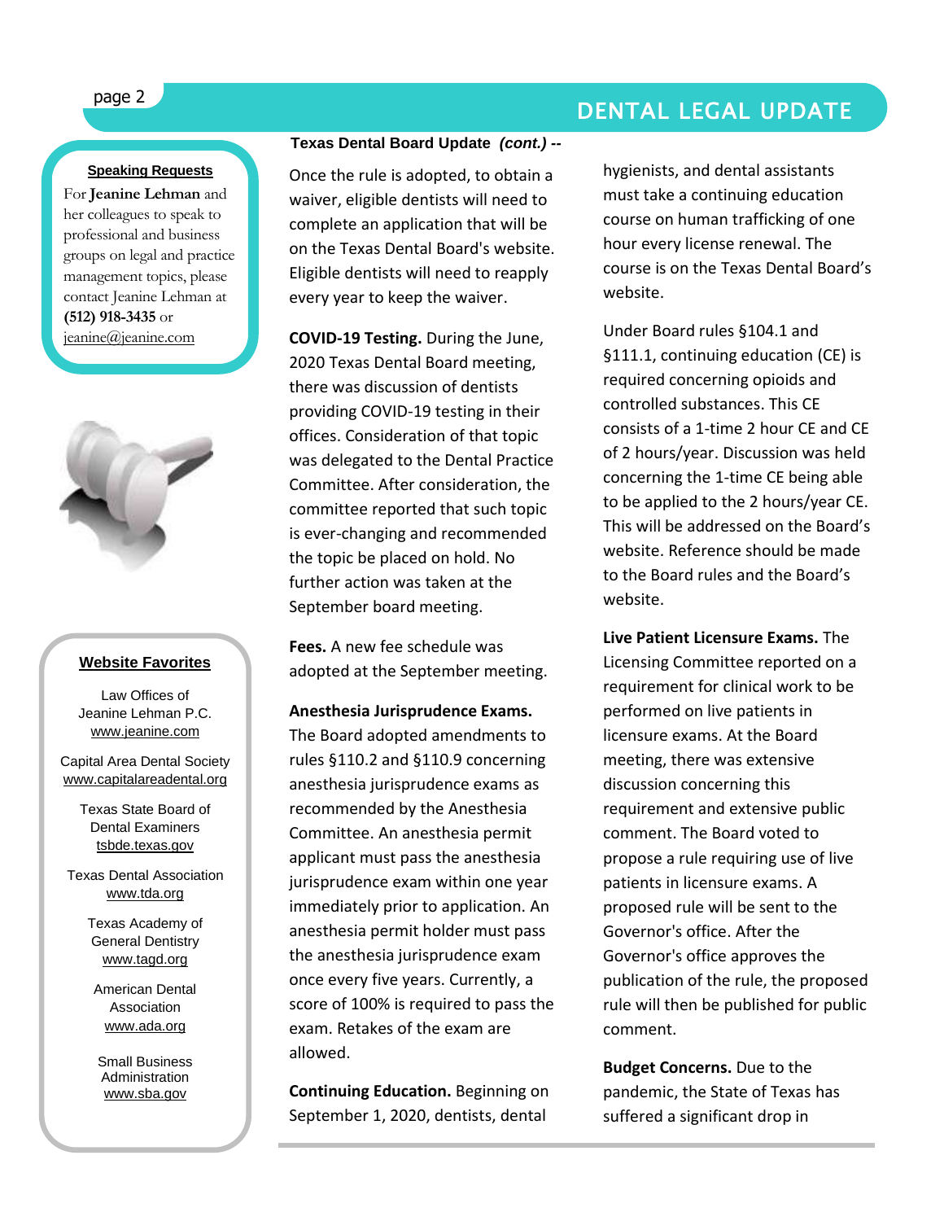### Speaking Requests

For **Jeanine Lehman** and her colleagues to speak to professional and business groups on legal and practice management topics, please contact Jeanine Lehman at **(512) 918-3435** or jeanine@jeanine.com

### Website Favorites

Law Offices of Jeanine Lehman P.C.
www.jeanine.com

Capital Area Dental Society
www.capitalareadental.org

Texas State Board of Dental Examiners
tsbde.texas.gov

Texas Dental Association
www.tda.org

Texas Academy of General Dentistry
www.tagd.org

American Dental Association
www.ada.org

Small Business Administration
www.sba.gov

## Texas Dental Board Update *(cont.) --*

Once the rule is adopted, to obtain a waiver, eligible dentists will need to complete an application that will be on the Texas Dental Board's website. Eligible dentists will need to reapply every year to keep the waiver.

**COVID-19 Testing.** During the June, 2020 Texas Dental Board meeting, there was discussion of dentists providing COVID-19 testing in their offices. Consideration of that topic was delegated to the Dental Practice Committee. After consideration, the committee reported that such topic is ever-changing and recommended the topic be placed on hold. No further action was taken at the September board meeting.

**Fees.** A new fee schedule was adopted at the September meeting.

**Anesthesia Jurisprudence Exams.** The Board adopted amendments to rules §110.2 and §110.9 concerning anesthesia jurisprudence exams as recommended by the Anesthesia Committee. An anesthesia permit applicant must pass the anesthesia jurisprudence exam within one year immediately prior to application. An anesthesia permit holder must pass the anesthesia jurisprudence exam once every five years. Currently, a score of 100% is required to pass the exam. Retakes of the exam are allowed.

**Continuing Education.** Beginning on September 1, 2020, dentists, dental hygienists, and dental assistants must take a continuing education course on human trafficking of one hour every license renewal. The course is on the Texas Dental Board's website.

Under Board rules §104.1 and §111.1, continuing education (CE) is required concerning opioids and controlled substances. This CE consists of a 1-time 2 hour CE and CE of 2 hours/year. Discussion was held concerning the 1-time CE being able to be applied to the 2 hours/year CE. This will be addressed on the Board's website. Reference should be made to the Board rules and the Board's website.

**Live Patient Licensure Exams.** The Licensing Committee reported on a requirement for clinical work to be performed on live patients in licensure exams. At the Board meeting, there was extensive discussion concerning this requirement and extensive public comment. The Board voted to propose a rule requiring use of live patients in licensure exams. A proposed rule will be sent to the Governor's office. After the Governor's office approves the publication of the rule, the proposed rule will then be published for public comment.

**Budget Concerns.** Due to the pandemic, the State of Texas has suffered a significant drop in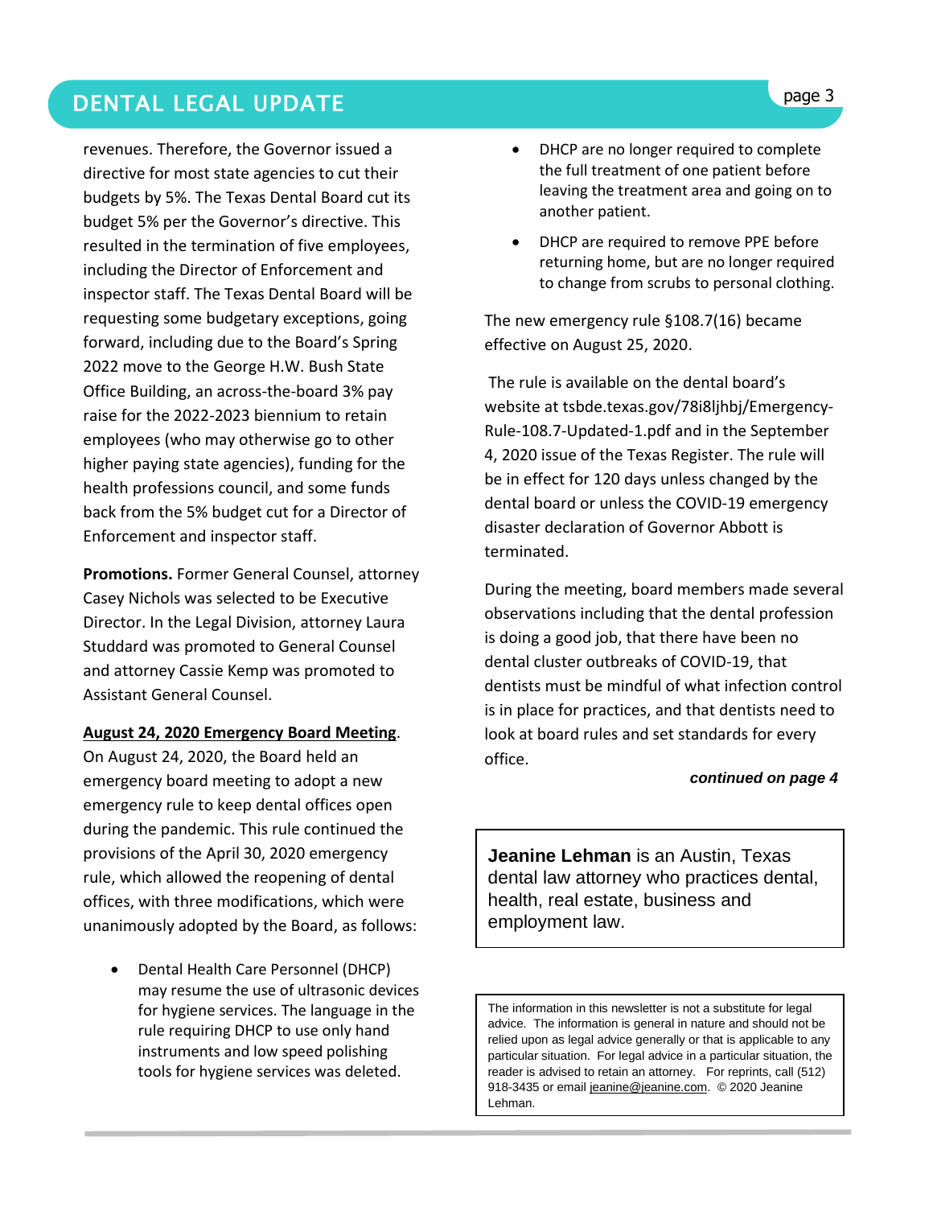revenues. Therefore, the Governor issued a directive for most state agencies to cut their budgets by 5%. The Texas Dental Board cut its budget 5% per the Governor's directive. This resulted in the termination of five employees, including the Director of Enforcement and inspector staff. The Texas Dental Board will be requesting some budgetary exceptions, going forward, including due to the Board's Spring 2022 move to the George H.W. Bush State Office Building, an across-the-board 3% pay raise for the 2022-2023 biennium to retain employees (who may otherwise go to other higher paying state agencies), funding for the health professions council, and some funds back from the 5% budget cut for a Director of Enforcement and inspector staff.

**Promotions.** Former General Counsel, attorney Casey Nichols was selected to be Executive Director. In the Legal Division, attorney Laura Studdard was promoted to General Counsel and attorney Cassie Kemp was promoted to Assistant General Counsel.

<u>**August 24, 2020 Emergency Board Meeting**</u>. On August 24, 2020, the Board held an emergency board meeting to adopt a new emergency rule to keep dental offices open during the pandemic. This rule continued the provisions of the April 30, 2020 emergency rule, which allowed the reopening of dental offices, with three modifications, which were unanimously adopted by the Board, as follows:

- Dental Health Care Personnel (DHCP) may resume the use of ultrasonic devices for hygiene services. The language in the rule requiring DHCP to use only hand instruments and low speed polishing tools for hygiene services was deleted.
- DHCP are no longer required to complete the full treatment of one patient before leaving the treatment area and going on to another patient.
- DHCP are required to remove PPE before returning home, but are no longer required to change from scrubs to personal clothing.

The new emergency rule §108.7(16) became effective on August 25, 2020.

The rule is available on the dental board's website at tsbde.texas.gov/78i8ljhbj/Emergency-Rule-108.7-Updated-1.pdf and in the September 4, 2020 issue of the Texas Register. The rule will be in effect for 120 days unless changed by the dental board or unless the COVID-19 emergency disaster declaration of Governor Abbott is terminated.

During the meeting, board members made several observations including that the dental profession is doing a good job, that there have been no dental cluster outbreaks of COVID-19, that dentists must be mindful of what infection control is in place for practices, and that dentists need to look at board rules and set standards for every office.

***continued on page 4***

**Jeanine Lehman** is an Austin, Texas dental law attorney who practices dental, health, real estate, business and employment law.

The information in this newsletter is not a substitute for legal advice. The information is general in nature and should not be relied upon as legal advice generally or that is applicable to any particular situation. For legal advice in a particular situation, the reader is advised to retain an attorney. For reprints, call (512) 918-3435 or email jeanine@jeanine.com. © 2020 Jeanine Lehman.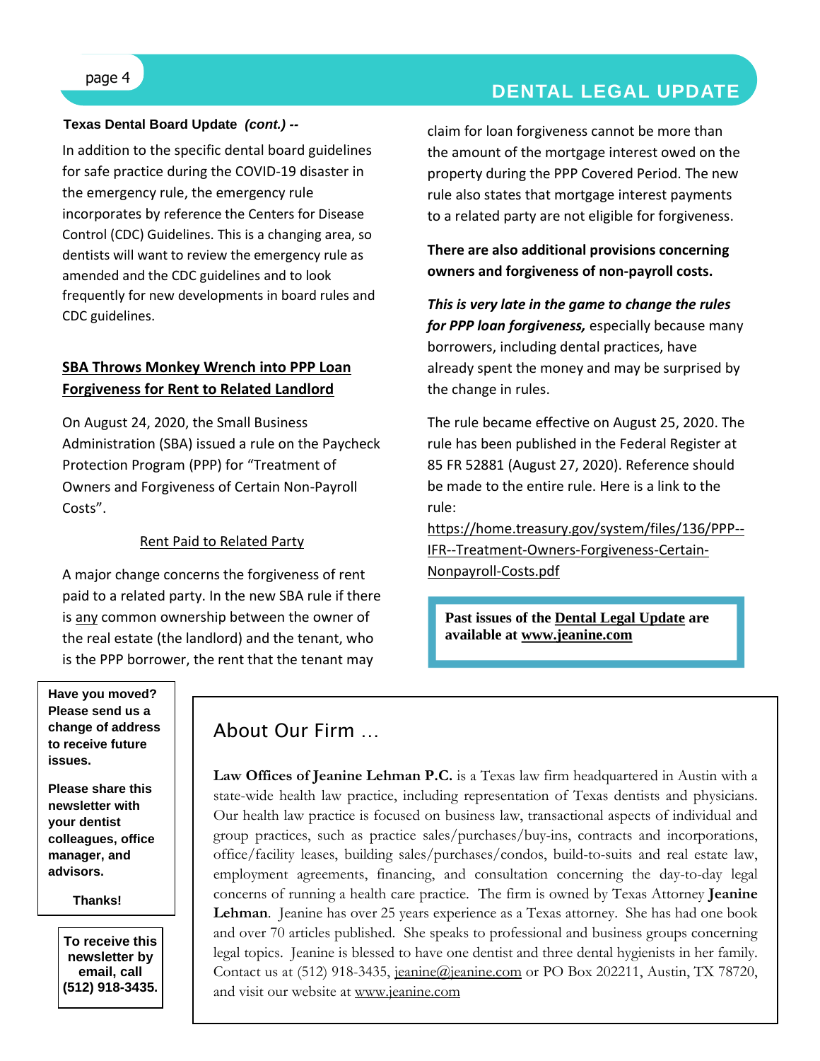**Texas Dental Board Update** ***(cont.) --***

In addition to the specific dental board guidelines for safe practice during the COVID-19 disaster in the emergency rule, the emergency rule incorporates by reference the Centers for Disease Control (CDC) Guidelines. This is a changing area, so dentists will want to review the emergency rule as amended and the CDC guidelines and to look frequently for new developments in board rules and CDC guidelines.

## SBA Throws Monkey Wrench into PPP Loan Forgiveness for Rent to Related Landlord

On August 24, 2020, the Small Business Administration (SBA) issued a rule on the Paycheck Protection Program (PPP) for "Treatment of Owners and Forgiveness of Certain Non-Payroll Costs".

### Rent Paid to Related Party

A major change concerns the forgiveness of rent paid to a related party. In the new SBA rule if there is any common ownership between the owner of the real estate (the landlord) and the tenant, who is the PPP borrower, the rent that the tenant may claim for loan forgiveness cannot be more than the amount of the mortgage interest owed on the property during the PPP Covered Period. The new rule also states that mortgage interest payments to a related party are not eligible for forgiveness.

**There are also additional provisions concerning owners and forgiveness of non-payroll costs.**

***This is very late in the game to change the rules for PPP loan forgiveness,*** especially because many borrowers, including dental practices, have already spent the money and may be surprised by the change in rules.

The rule became effective on August 25, 2020. The rule has been published in the Federal Register at 85 FR 52881 (August 27, 2020). Reference should be made to the entire rule. Here is a link to the rule:
https://home.treasury.gov/system/files/136/PPP--IFR--Treatment-Owners-Forgiveness-Certain-Nonpayroll-Costs.pdf

**Past issues of the Dental Legal Update are available at www.jeanine.com**

**Have you moved? Please send us a change of address to receive future issues.**

**Please share this newsletter with your dentist colleagues, office manager, and advisors.**

**Thanks!**

**To receive this newsletter by email, call (512) 918-3435.**

## About Our Firm …

**Law Offices of Jeanine Lehman P.C.** is a Texas law firm headquartered in Austin with a state-wide health law practice, including representation of Texas dentists and physicians. Our health law practice is focused on business law, transactional aspects of individual and group practices, such as practice sales/purchases/buy-ins, contracts and incorporations, office/facility leases, building sales/purchases/condos, build-to-suits and real estate law, employment agreements, financing, and consultation concerning the day-to-day legal concerns of running a health care practice. The firm is owned by Texas Attorney **Jeanine Lehman**. Jeanine has over 25 years experience as a Texas attorney. She has had one book and over 70 articles published. She speaks to professional and business groups concerning legal topics. Jeanine is blessed to have one dentist and three dental hygienists in her family. Contact us at (512) 918-3435, jeanine@jeanine.com or PO Box 202211, Austin, TX 78720, and visit our website at www.jeanine.com